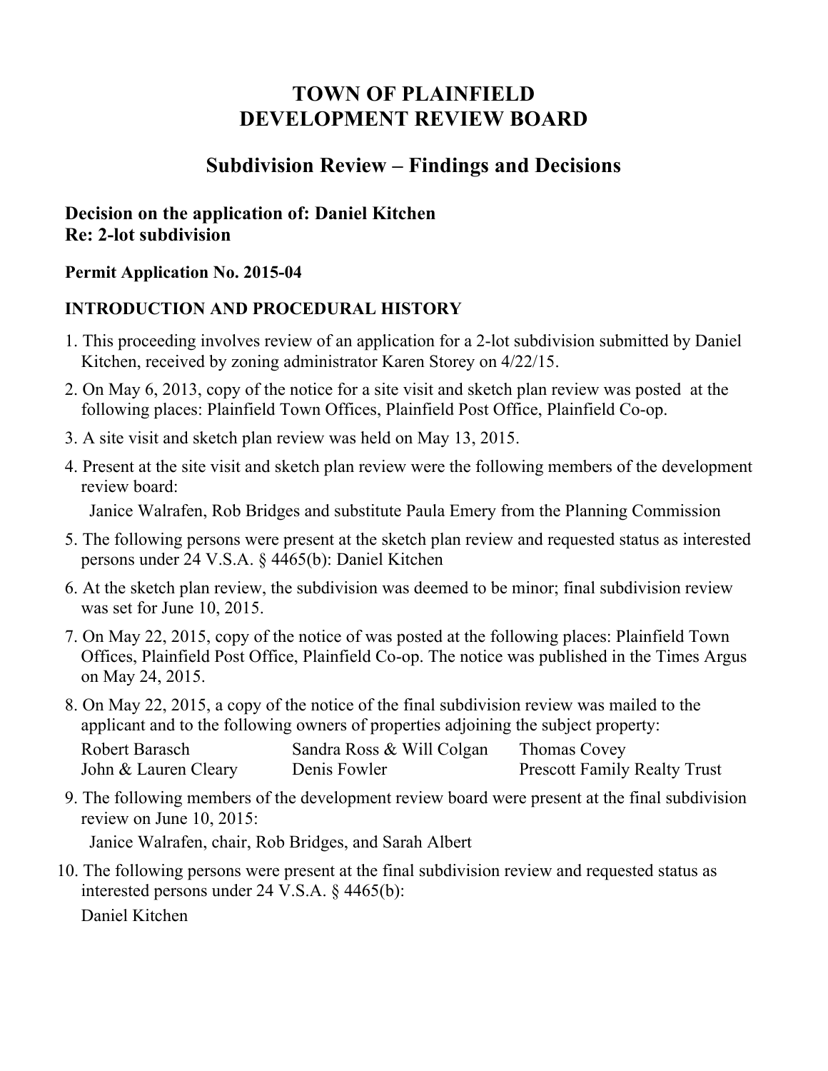# TOWN OF PLAINFIELD
# DEVELOPMENT REVIEW BOARD

## Subdivision Review – Findings and Decisions

**Decision on the application of: Daniel Kitchen**
**Re: 2-lot subdivision**

**Permit Application No. 2015-04**

**INTRODUCTION AND PROCEDURAL HISTORY**

1. This proceeding involves review of an application for a 2-lot subdivision submitted by Daniel Kitchen, received by zoning administrator Karen Storey on 4/22/15.
2. On May 6, 2013, copy of the notice for a site visit and sketch plan review was posted at the following places: Plainfield Town Offices, Plainfield Post Office, Plainfield Co-op.
3. A site visit and sketch plan review was held on May 13, 2015.
4. Present at the site visit and sketch plan review were the following members of the development review board:

   Janice Walrafen, Rob Bridges and substitute Paula Emery from the Planning Commission
5. The following persons were present at the sketch plan review and requested status as interested persons under 24 V.S.A. § 4465(b): Daniel Kitchen
6. At the sketch plan review, the subdivision was deemed to be minor; final subdivision review was set for June 10, 2015.
7. On May 22, 2015, copy of the notice of was posted at the following places: Plainfield Town Offices, Plainfield Post Office, Plainfield Co-op. The notice was published in the Times Argus on May 24, 2015.
8. On May 22, 2015, a copy of the notice of the final subdivision review was mailed to the applicant and to the following owners of properties adjoining the subject property:

   Robert Barasch
   Sandra Ross & Will Colgan
   Thomas Covey
   John & Lauren Cleary
   Denis Fowler
   Prescott Family Realty Trust
9. The following members of the development review board were present at the final subdivision review on June 10, 2015:

   Janice Walrafen, chair, Rob Bridges, and Sarah Albert
10. The following persons were present at the final subdivision review and requested status as interested persons under 24 V.S.A. § 4465(b):

    Daniel Kitchen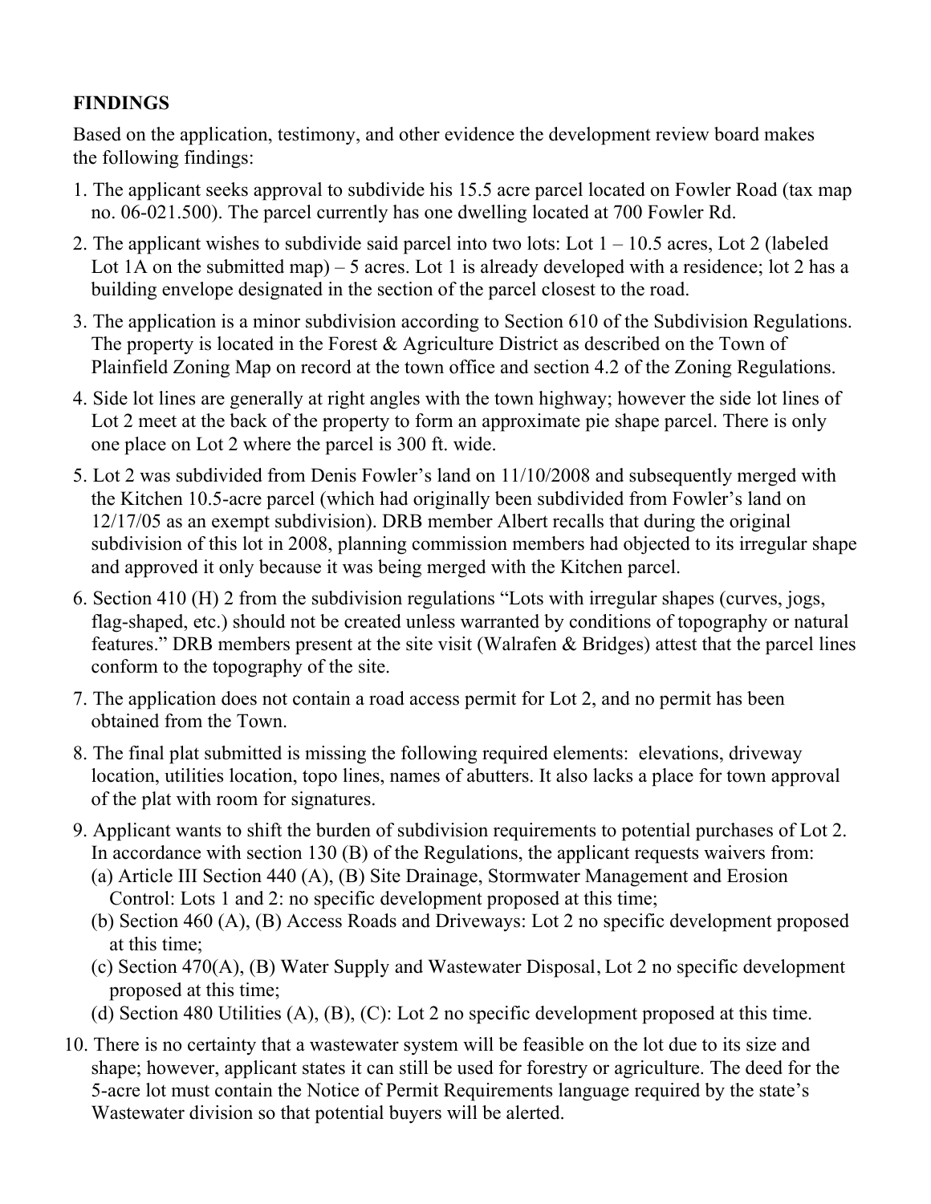**FINDINGS**

Based on the application, testimony, and other evidence the development review board makes the following findings:

1. The applicant seeks approval to subdivide his 15.5 acre parcel located on Fowler Road (tax map no. 06-021.500). The parcel currently has one dwelling located at 700 Fowler Rd.
2. The applicant wishes to subdivide said parcel into two lots: Lot 1 – 10.5 acres, Lot 2 (labeled Lot 1A on the submitted map) – 5 acres. Lot 1 is already developed with a residence; lot 2 has a building envelope designated in the section of the parcel closest to the road.
3. The application is a minor subdivision according to Section 610 of the Subdivision Regulations. The property is located in the Forest & Agriculture District as described on the Town of Plainfield Zoning Map on record at the town office and section 4.2 of the Zoning Regulations.
4. Side lot lines are generally at right angles with the town highway; however the side lot lines of Lot 2 meet at the back of the property to form an approximate pie shape parcel. There is only one place on Lot 2 where the parcel is 300 ft. wide.
5. Lot 2 was subdivided from Denis Fowler's land on 11/10/2008 and subsequently merged with the Kitchen 10.5-acre parcel (which had originally been subdivided from Fowler's land on 12/17/05 as an exempt subdivision). DRB member Albert recalls that during the original subdivision of this lot in 2008, planning commission members had objected to its irregular shape and approved it only because it was being merged with the Kitchen parcel.
6. Section 410 (H) 2 from the subdivision regulations "Lots with irregular shapes (curves, jogs, flag-shaped, etc.) should not be created unless warranted by conditions of topography or natural features." DRB members present at the site visit (Walrafen & Bridges) attest that the parcel lines conform to the topography of the site.
7. The application does not contain a road access permit for Lot 2, and no permit has been obtained from the Town.
8. The final plat submitted is missing the following required elements: elevations, driveway location, utilities location, topo lines, names of abutters. It also lacks a place for town approval of the plat with room for signatures.
9. Applicant wants to shift the burden of subdivision requirements to potential purchases of Lot 2. In accordance with section 130 (B) of the Regulations, the applicant requests waivers from:
   (a) Article III Section 440 (A), (B) Site Drainage, Stormwater Management and Erosion Control: Lots 1 and 2: no specific development proposed at this time;
   (b) Section 460 (A), (B) Access Roads and Driveways: Lot 2 no specific development proposed at this time;
   (c) Section 470(A), (B) Water Supply and Wastewater Disposal, Lot 2 no specific development proposed at this time;
   (d) Section 480 Utilities (A), (B), (C): Lot 2 no specific development proposed at this time.
10. There is no certainty that a wastewater system will be feasible on the lot due to its size and shape; however, applicant states it can still be used for forestry or agriculture. The deed for the 5-acre lot must contain the Notice of Permit Requirements language required by the state's Wastewater division so that potential buyers will be alerted.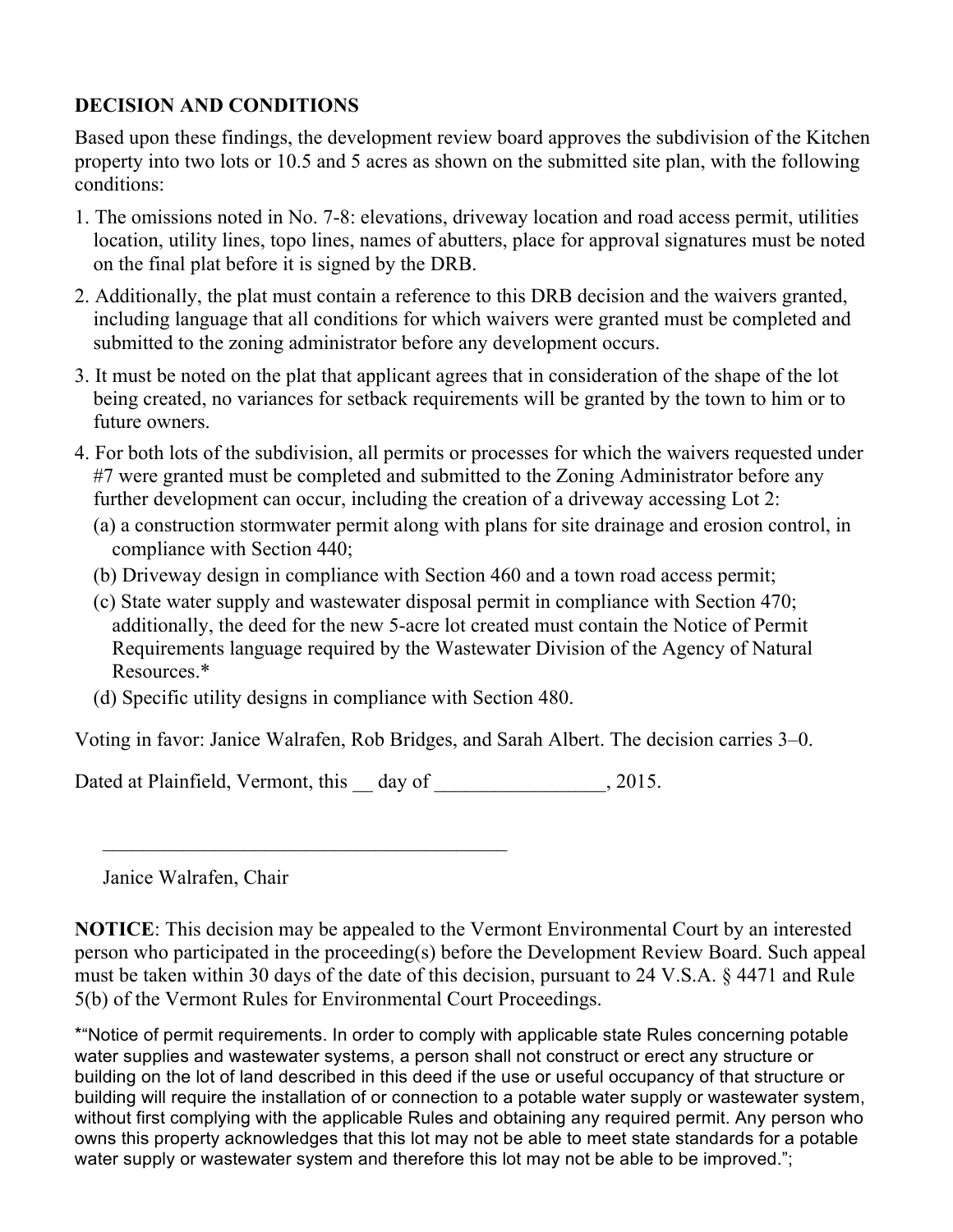**DECISION AND CONDITIONS**

Based upon these findings, the development review board approves the subdivision of the Kitchen property into two lots or 10.5 and 5 acres as shown on the submitted site plan, with the following conditions:

1. The omissions noted in No. 7-8: elevations, driveway location and road access permit, utilities location, utility lines, topo lines, names of abutters, place for approval signatures must be noted on the final plat before it is signed by the DRB.
2. Additionally, the plat must contain a reference to this DRB decision and the waivers granted, including language that all conditions for which waivers were granted must be completed and submitted to the zoning administrator before any development occurs.
3. It must be noted on the plat that applicant agrees that in consideration of the shape of the lot being created, no variances for setback requirements will be granted by the town to him or to future owners.
4. For both lots of the subdivision, all permits or processes for which the waivers requested under #7 were granted must be completed and submitted to the Zoning Administrator before any further development can occur, including the creation of a driveway accessing Lot 2:
   (a) a construction stormwater permit along with plans for site drainage and erosion control, in compliance with Section 440;
   (b) Driveway design in compliance with Section 460 and a town road access permit;
   (c) State water supply and wastewater disposal permit in compliance with Section 470; additionally, the deed for the new 5-acre lot created must contain the Notice of Permit Requirements language required by the Wastewater Division of the Agency of Natural Resources.*
   (d) Specific utility designs in compliance with Section 480.

Voting in favor: Janice Walrafen, Rob Bridges, and Sarah Albert. The decision carries 3–0.

Dated at Plainfield, Vermont, this __ day of _________________, 2015.

_________________________________________

Janice Walrafen, Chair

**NOTICE**: This decision may be appealed to the Vermont Environmental Court by an interested person who participated in the proceeding(s) before the Development Review Board. Such appeal must be taken within 30 days of the date of this decision, pursuant to 24 V.S.A. § 4471 and Rule 5(b) of the Vermont Rules for Environmental Court Proceedings.

*"Notice of permit requirements. In order to comply with applicable state Rules concerning potable water supplies and wastewater systems, a person shall not construct or erect any structure or building on the lot of land described in this deed if the use or useful occupancy of that structure or building will require the installation of or connection to a potable water supply or wastewater system, without first complying with the applicable Rules and obtaining any required permit. Any person who owns this property acknowledges that this lot may not be able to meet state standards for a potable water supply or wastewater system and therefore this lot may not be able to be improved.";